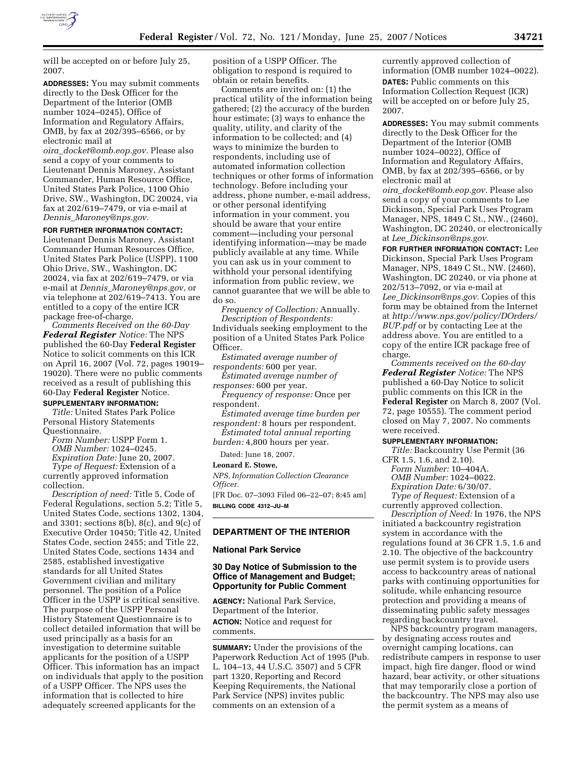will be accepted on or before July 25, 2007.

**ADDRESSES:** You may submit comments directly to the Desk Officer for the Department of the Interior (OMB number 1024–0245), Office of Information and Regulatory Affairs, OMB, by fax at 202/395–6566, or by electronic mail at *oira_docket@omb.eop.gov.* Please also send a copy of your comments to Lieutenant Dennis Maroney, Assistant Commander, Human Resource Office, United States Park Police, 1100 Ohio Drive, SW., Washington, DC 20024, via fax at 202/619–7479, or via e-mail at *Dennis_Maroney@nps.gov.*

**FOR FURTHER INFORMATION CONTACT:** Lieutenant Dennis Maroney, Assistant Commander Human Resources Office, United States Park Police (USPP), 1100 Ohio Drive, SW., Washington, DC 20024, via fax at 202/619–7479, or via e-mail at *Dennis_Maroney@nps.gov,* or via telephone at 202/619–7413. You are entitled to a copy of the entire ICR package free-of-charge.

*Comments Received on the 60-Day* ***Federal Register*** *Notice:* The NPS published the 60-Day **Federal Register** Notice to solicit comments on this ICR on April 16, 2007 (Vol. 72, pages 19019–19020). There were no public comments received as a result of publishing this 60-Day **Federal Register** Notice.

**SUPPLEMENTARY INFORMATION:**

*Title:* United States Park Police Personal History Statements Questionnaire.

*Form Number:* USPP Form 1.

*OMB Number:* 1024–0245.

*Expiration Date:* June 20, 2007.

*Type of Request:* Extension of a currently approved information collection.

*Description of need:* Title 5, Code of Federal Regulations, section 5.2; Title 5, United States Code, sections 1302, 1304, and 3301; sections 8(b), 8(c), and 9(c) of Executive Order 10450; Title 42, United States Code, section 2455; and Title 22, United States Code, sections 1434 and 2585, established investigative standards for all United States Government civilian and military personnel. The position of a Police Officer in the USPP is critical sensitive. The purpose of the USPP Personal History Statement Questionnaire is to collect detailed information that will be used principally as a basis for an investigation to determine suitable applicants for the position of a USPP Officer. This information has an impact on individuals that apply to the position of a USPP Officer. The NPS uses the information that is collected to hire adequately screened applicants for the position of a USPP Officer. The obligation to respond is required to obtain or retain benefits.

Comments are invited on: (1) the practical utility of the information being gathered; (2) the accuracy of the burden hour estimate; (3) ways to enhance the quality, utility, and clarity of the information to be collected; and (4) ways to minimize the burden to respondents, including use of automated information collection techniques or other forms of information technology. Before including your address, phone number, e-mail address, or other personal identifying information in your comment, you should be aware that your entire comment—including your personal identifying information—may be made publicly available at any time. While you can ask us in your comment to withhold your personal identifying information from public review, we cannot guarantee that we will be able to do so.

*Frequency of Collection:* Annually.

*Description of Respondents:* Individuals seeking employment to the position of a United States Park Police Officer.

*Estimated average number of respondents:* 600 per year.

*Estimated average number of responses:* 600 per year.

*Frequency of response:* Once per respondent.

*Estimated average time burden per respondent:* 8 hours per respondent.

*Estimated total annual reporting burden:* 4,800 hours per year.

Dated: June 18, 2007.

**Leonard E. Stowe,**

*NPS, Information Collection Clearance Officer.*

[FR Doc. 07–3093 Filed 06–22–07; 8:45 am]

**BILLING CODE 4312–JU–M**

## DEPARTMENT OF THE INTERIOR

### National Park Service

### 30 Day Notice of Submission to the Office of Management and Budget; Opportunity for Public Comment

**AGENCY:** National Park Service, Department of the Interior.

**ACTION:** Notice and request for comments.

**SUMMARY:** Under the provisions of the Paperwork Reduction Act of 1995 (Pub. L. 104–13, 44 U.S.C. 3507) and 5 CFR part 1320, Reporting and Record Keeping Requirements, the National Park Service (NPS) invites public comments on an extension of a currently approved collection of information (OMB number 1024–0022).

**DATES:** Public comments on this Information Collection Request (ICR) will be accepted on or before July 25, 2007.

**ADDRESSES:** You may submit comments directly to the Desk Officer for the Department of the Interior (OMB number 1024–0022), Office of Information and Regulatory Affairs, OMB, by fax at 202/395–6566, or by electronic mail at *oira_docket@omb.eop.gov.* Please also send a copy of your comments to Lee Dickinson, Special Park Uses Program Manager, NPS, 1849 C St., NW., (2460), Washington, DC 20240, or electronically at *Lee_Dickinson@nps.gov.*

**FOR FURTHER INFORMATION CONTACT:** Lee Dickinson, Special Park Uses Program Manager, NPS, 1849 C St., NW. (2460), Washington, DC 20240, or via phone at 202/513–7092, or via e-mail at *Lee_Dickinson@nps.gov.* Copies of this form may be obtained from the Internet at *http://www.nps.gov/policy/DOrders/BUP.pdf* or by contacting Lee at the address above. You are entitled to a copy of the entire ICR package free of charge.

*Comments received on the 60-day* ***Federal Register*** *Notice:* The NPS published a 60-Day Notice to solicit public comments on this ICR in the **Federal Register** on March 8, 2007 (Vol. 72, page 10555). The comment period closed on May 7, 2007. No comments were received.

**SUPPLEMENTARY INFORMATION:**

*Title:* Backcountry Use Permit (36 CFR 1.5, 1.6, and 2.10).

*Form Number:* 10–404A.

*OMB Number:* 1024–0022.

*Expiration Date:* 6/30/07.

*Type of Request:* Extension of a currently approved collection.

*Description of Need:* In 1976, the NPS initiated a backcountry registration system in accordance with the regulations found at 36 CFR 1.5, 1.6 and 2.10. The objective of the backcountry use permit system is to provide users access to backcountry areas of national parks with continuing opportunities for solitude, while enhancing resource protection and providing a means of disseminating public safety messages regarding backcountry travel.

NPS backcountry program managers, by designating access routes and overnight camping locations, can redistribute campers in response to user impact, high fire danger, flood or wind hazard, bear activity, or other situations that may temporarily close a portion of the backcountry. The NPS may also use the permit system as a means of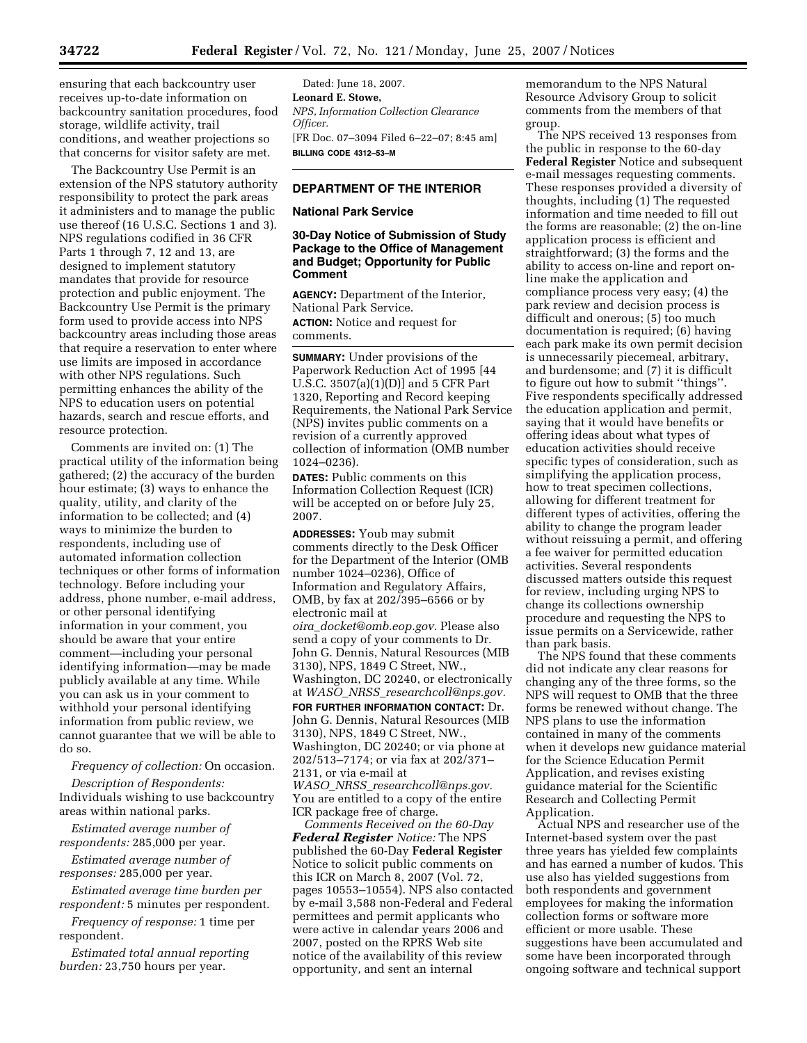ensuring that each backcountry user receives up-to-date information on backcountry sanitation procedures, food storage, wildlife activity, trail conditions, and weather projections so that concerns for visitor safety are met.

The Backcountry Use Permit is an extension of the NPS statutory authority responsibility to protect the park areas it administers and to manage the public use thereof (16 U.S.C. Sections 1 and 3). NPS regulations codified in 36 CFR Parts 1 through 7, 12 and 13, are designed to implement statutory mandates that provide for resource protection and public enjoyment. The Backcountry Use Permit is the primary form used to provide access into NPS backcountry areas including those areas that require a reservation to enter where use limits are imposed in accordance with other NPS regulations. Such permitting enhances the ability of the NPS to education users on potential hazards, search and rescue efforts, and resource protection.

Comments are invited on: (1) The practical utility of the information being gathered; (2) the accuracy of the burden hour estimate; (3) ways to enhance the quality, utility, and clarity of the information to be collected; and (4) ways to minimize the burden to respondents, including use of automated information collection techniques or other forms of information technology. Before including your address, phone number, e-mail address, or other personal identifying information in your comment, you should be aware that your entire comment—including your personal identifying information—may be made publicly available at any time. While you can ask us in your comment to withhold your personal identifying information from public review, we cannot guarantee that we will be able to do so.

*Frequency of collection:* On occasion.

*Description of Respondents:* Individuals wishing to use backcountry areas within national parks.

*Estimated average number of respondents:* 285,000 per year.

*Estimated average number of responses:* 285,000 per year.

*Estimated average time burden per respondent:* 5 minutes per respondent.

*Frequency of response:* 1 time per respondent.

*Estimated total annual reporting burden:* 23,750 hours per year.

Dated: June 18, 2007.

**Leonard E. Stowe,**

*NPS, Information Collection Clearance Officer.*

[FR Doc. 07–3094 Filed 6–22–07; 8:45 am]

**BILLING CODE 4312–53–M**

---

## DEPARTMENT OF THE INTERIOR

### National Park Service

### 30-Day Notice of Submission of Study Package to the Office of Management and Budget; Opportunity for Public Comment

**AGENCY:** Department of the Interior, National Park Service.

**ACTION:** Notice and request for comments.

**SUMMARY:** Under provisions of the Paperwork Reduction Act of 1995 [44 U.S.C. 3507(a)(1)(D)] and 5 CFR Part 1320, Reporting and Record keeping Requirements, the National Park Service (NPS) invites public comments on a revision of a currently approved collection of information (OMB number 1024–0236).

**DATES:** Public comments on this Information Collection Request (ICR) will be accepted on or before July 25, 2007.

**ADDRESSES:** Youb may submit comments directly to the Desk Officer for the Department of the Interior (OMB number 1024–0236), Office of Information and Regulatory Affairs, OMB, by fax at 202/395–6566 or by electronic mail at *oira_docket@omb.eop.gov.* Please also send a copy of your comments to Dr. John G. Dennis, Natural Resources (MIB 3130), NPS, 1849 C Street, NW., Washington, DC 20240, or electronically at *WASO_NRSS_researchcoll@nps.gov.*

**FOR FURTHER INFORMATION CONTACT:** Dr. John G. Dennis, Natural Resources (MIB 3130), NPS, 1849 C Street, NW., Washington, DC 20240; or via phone at 202/513–7174; or via fax at 202/371–2131, or via e-mail at *WASO_NRSS_researchcoll@nps.gov.* You are entitled to a copy of the entire ICR package free of charge.

*Comments Received on the 60-Day **Federal Register** Notice:* The NPS published the 60-Day **Federal Register** Notice to solicit public comments on this ICR on March 8, 2007 (Vol. 72, pages 10553–10554). NPS also contacted by e-mail 3,588 non-Federal and Federal permittees and permit applicants who were active in calendar years 2006 and 2007, posted on the RPRS Web site notice of the availability of this review opportunity, and sent an internal memorandum to the NPS Natural Resource Advisory Group to solicit comments from the members of that group.

The NPS received 13 responses from the public in response to the 60-day **Federal Register** Notice and subsequent e-mail messages requesting comments. These responses provided a diversity of thoughts, including (1) The requested information and time needed to fill out the forms are reasonable; (2) the on-line application process is efficient and straightforward; (3) the forms and the ability to access on-line and report on-line make the application and compliance process very easy; (4) the park review and decision process is difficult and onerous; (5) too much documentation is required; (6) having each park make its own permit decision is unnecessarily piecemeal, arbitrary, and burdensome; and (7) it is difficult to figure out how to submit "things". Five respondents specifically addressed the education application and permit, saying that it would have benefits or offering ideas about what types of education activities should receive specific types of consideration, such as simplifying the application process, how to treat specimen collections, allowing for different treatment for different types of activities, offering the ability to change the program leader without reissuing a permit, and offering a fee waiver for permitted education activities. Several respondents discussed matters outside this request for review, including urging NPS to change its collections ownership procedure and requesting the NPS to issue permits on a Servicewide, rather than park basis.

The NPS found that these comments did not indicate any clear reasons for changing any of the three forms, so the NPS will request to OMB that the three forms be renewed without change. The NPS plans to use the information contained in many of the comments when it develops new guidance material for the Science Education Permit Application, and revises existing guidance material for the Scientific Research and Collecting Permit Application.

Actual NPS and researcher use of the Internet-based system over the past three years has yielded few complaints and has earned a number of kudos. This use also has yielded suggestions from both respondents and government employees for making the information collection forms or software more efficient or more usable. These suggestions have been accumulated and some have been incorporated through ongoing software and technical support